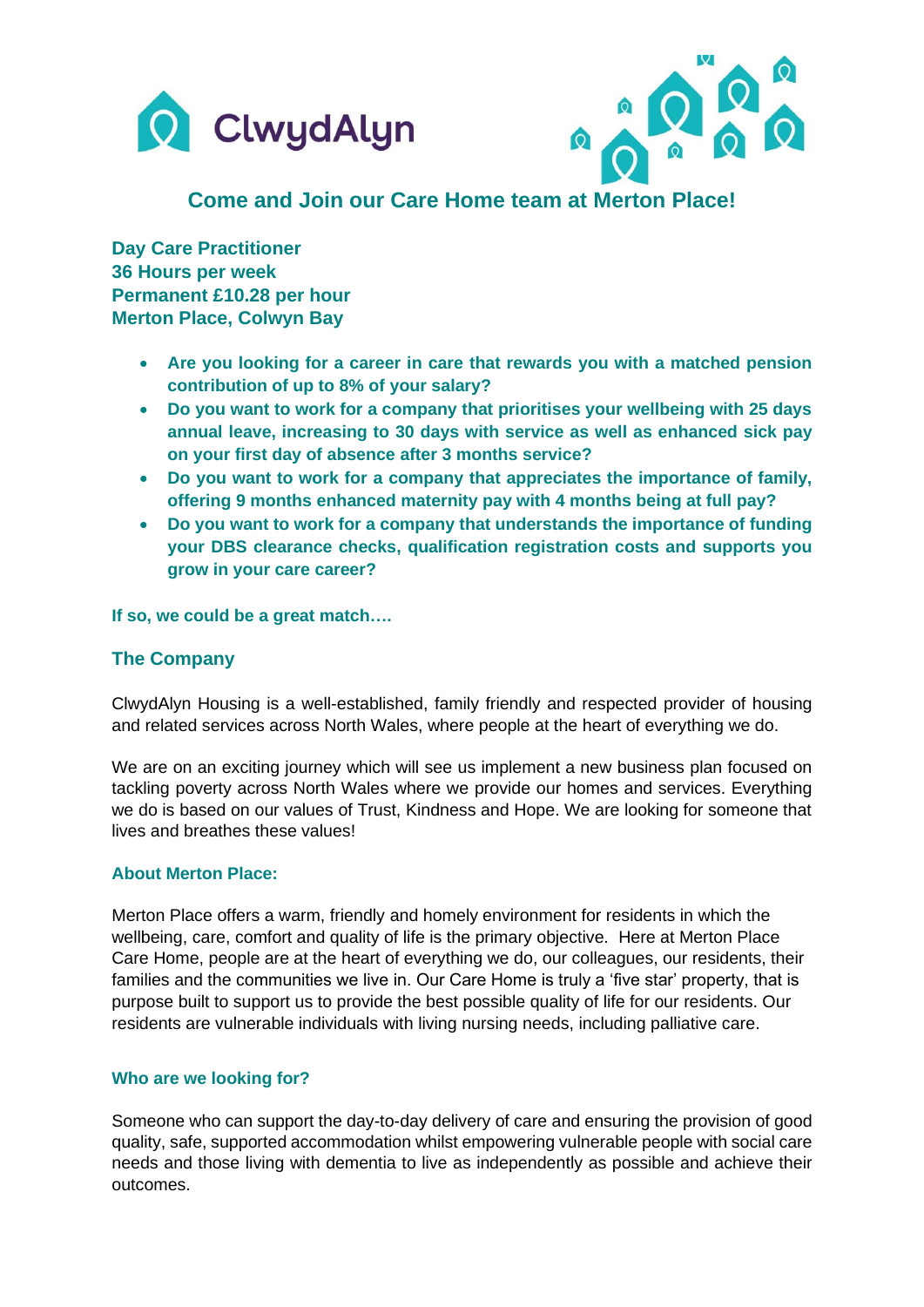ClwydAlyn

# Come and Join our Care Home team at Merton Place!

**Day Care Practitioner**
**36 Hours per week**
**Permanent £10.28 per hour**
**Merton Place, Colwyn Bay**

- **Are you looking for a career in care that rewards you with a matched pension contribution of up to 8% of your salary?**
- **Do you want to work for a company that prioritises your wellbeing with 25 days annual leave, increasing to 30 days with service as well as enhanced sick pay on your first day of absence after 3 months service?**
- **Do you want to work for a company that appreciates the importance of family, offering 9 months enhanced maternity pay with 4 months being at full pay?**
- **Do you want to work for a company that understands the importance of funding your DBS clearance checks, qualification registration costs and supports you grow in your care career?**

**If so, we could be a great match….**

## The Company

ClwydAlyn Housing is a well-established, family friendly and respected provider of housing and related services across North Wales, where people at the heart of everything we do.

We are on an exciting journey which will see us implement a new business plan focused on tackling poverty across North Wales where we provide our homes and services. Everything we do is based on our values of Trust, Kindness and Hope. We are looking for someone that lives and breathes these values!

### About Merton Place:

Merton Place offers a warm, friendly and homely environment for residents in which the wellbeing, care, comfort and quality of life is the primary objective. Here at Merton Place Care Home, people are at the heart of everything we do, our colleagues, our residents, their families and the communities we live in. Our Care Home is truly a 'five star' property, that is purpose built to support us to provide the best possible quality of life for our residents. Our residents are vulnerable individuals with living nursing needs, including palliative care.

### Who are we looking for?

Someone who can support the day-to-day delivery of care and ensuring the provision of good quality, safe, supported accommodation whilst empowering vulnerable people with social care needs and those living with dementia to live as independently as possible and achieve their outcomes.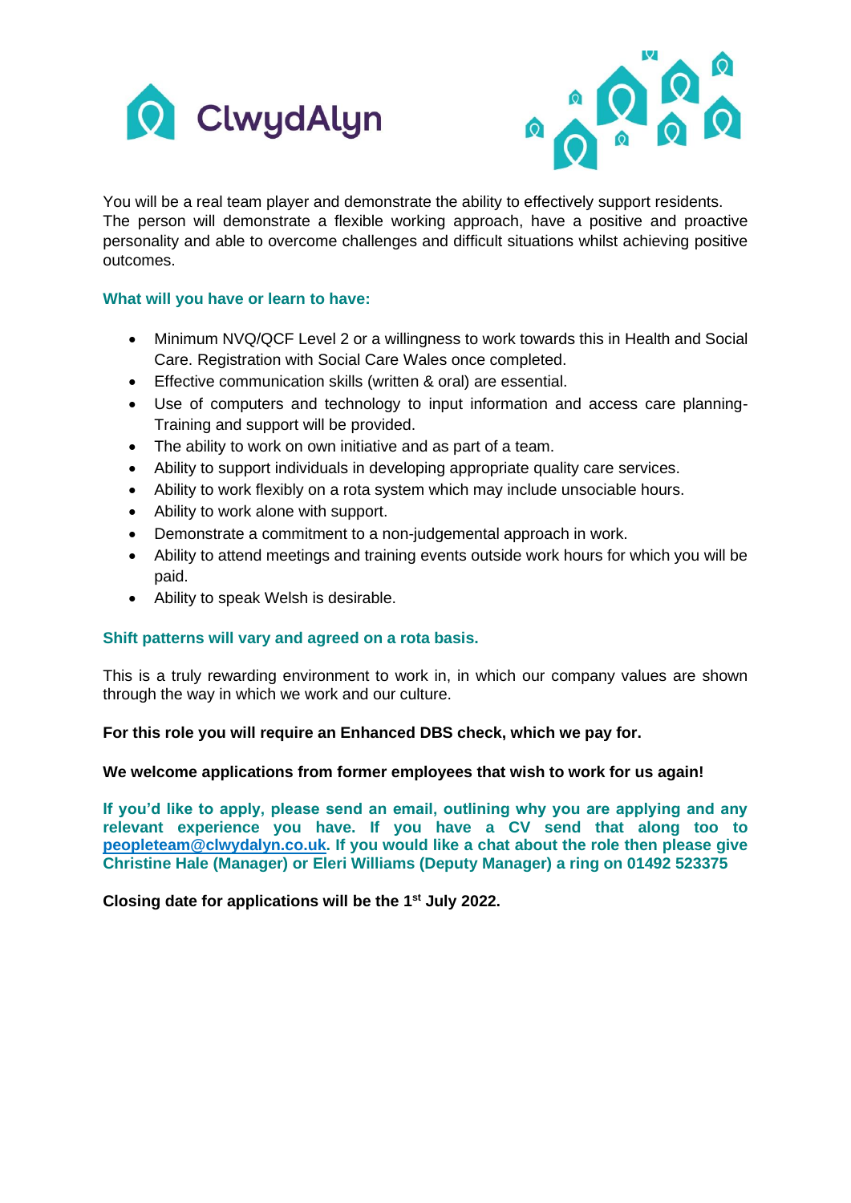You will be a real team player and demonstrate the ability to effectively support residents. The person will demonstrate a flexible working approach, have a positive and proactive personality and able to overcome challenges and difficult situations whilst achieving positive outcomes.

### What will you have or learn to have:

- Minimum NVQ/QCF Level 2 or a willingness to work towards this in Health and Social Care. Registration with Social Care Wales once completed.
- Effective communication skills (written & oral) are essential.
- Use of computers and technology to input information and access care planning- Training and support will be provided.
- The ability to work on own initiative and as part of a team.
- Ability to support individuals in developing appropriate quality care services.
- Ability to work flexibly on a rota system which may include unsociable hours.
- Ability to work alone with support.
- Demonstrate a commitment to a non-judgemental approach in work.
- Ability to attend meetings and training events outside work hours for which you will be paid.
- Ability to speak Welsh is desirable.

### Shift patterns will vary and agreed on a rota basis.

This is a truly rewarding environment to work in, in which our company values are shown through the way in which we work and our culture.

**For this role you will require an Enhanced DBS check, which we pay for.**

**We welcome applications from former employees that wish to work for us again!**

**If you'd like to apply, please send an email, outlining why you are applying and any relevant experience you have. If you have a CV send that along too to peopleteam@clwydalyn.co.uk. If you would like a chat about the role then please give Christine Hale (Manager) or Eleri Williams (Deputy Manager) a ring on 01492 523375**

**Closing date for applications will be the 1st July 2022.**